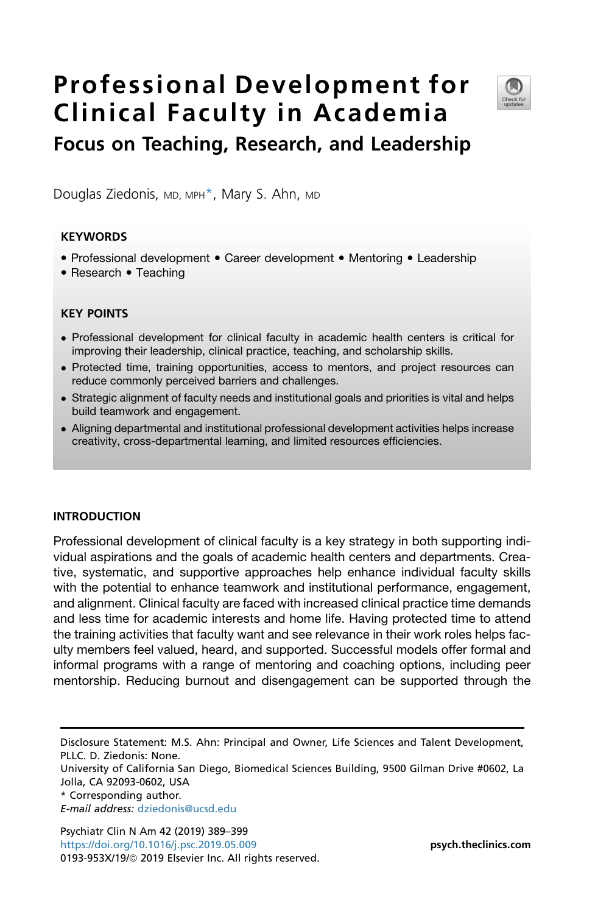# Professional Development for Clinical Faculty in Academia

## Focus on Teaching, Research, and Leadership

Douglas Ziedonis, MD, MPH*, Mary S. Ahn, MD

### KEYWORDS

- Professional development • Career development • Mentoring • Leadership
- Research • Teaching

### KEY POINTS

- Professional development for clinical faculty in academic health centers is critical for improving their leadership, clinical practice, teaching, and scholarship skills.
- Protected time, training opportunities, access to mentors, and project resources can reduce commonly perceived barriers and challenges.
- Strategic alignment of faculty needs and institutional goals and priorities is vital and helps build teamwork and engagement.
- Aligning departmental and institutional professional development activities helps increase creativity, cross-departmental learning, and limited resources efficiencies.

## INTRODUCTION

Professional development of clinical faculty is a key strategy in both supporting individual aspirations and the goals of academic health centers and departments. Creative, systematic, and supportive approaches help enhance individual faculty skills with the potential to enhance teamwork and institutional performance, engagement, and alignment. Clinical faculty are faced with increased clinical practice time demands and less time for academic interests and home life. Having protected time to attend the training activities that faculty want and see relevance in their work roles helps faculty members feel valued, heard, and supported. Successful models offer formal and informal programs with a range of mentoring and coaching options, including peer mentorship. Reducing burnout and disengagement can be supported through the

---

Disclosure Statement: M.S. Ahn: Principal and Owner, Life Sciences and Talent Development, PLLC. D. Ziedonis: None.

University of California San Diego, Biomedical Sciences Building, 9500 Gilman Drive #0602, La Jolla, CA 92093-0602, USA

* Corresponding author.

*E-mail address:* dziedonis@ucsd.edu

Psychiatr Clin N Am 42 (2019) 389–399
https://doi.org/10.1016/j.psc.2019.05.009
0193-953X/19/© 2019 Elsevier Inc. All rights reserved.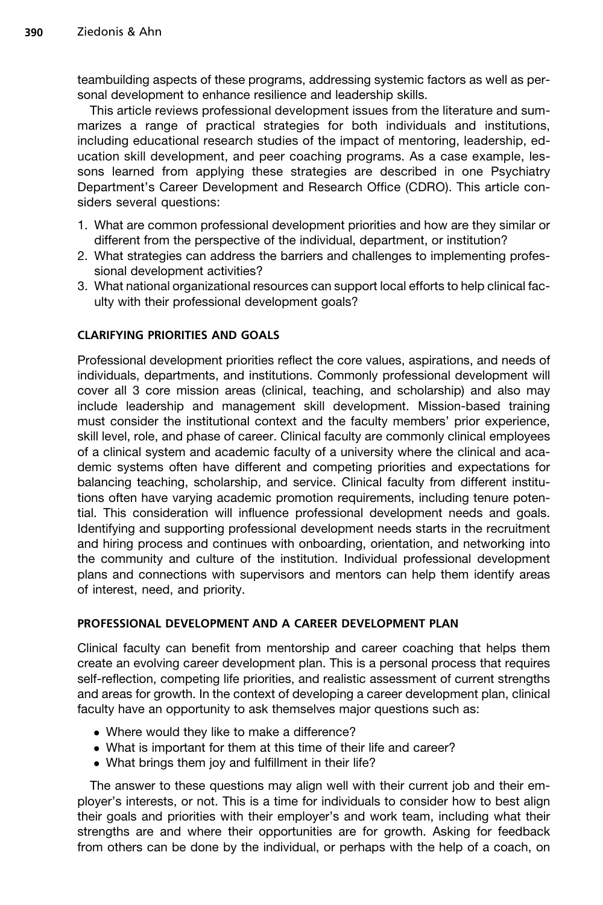teambuilding aspects of these programs, addressing systemic factors as well as personal development to enhance resilience and leadership skills.

This article reviews professional development issues from the literature and summarizes a range of practical strategies for both individuals and institutions, including educational research studies of the impact of mentoring, leadership, education skill development, and peer coaching programs. As a case example, lessons learned from applying these strategies are described in one Psychiatry Department's Career Development and Research Office (CDRO). This article considers several questions:

1. What are common professional development priorities and how are they similar or different from the perspective of the individual, department, or institution?
2. What strategies can address the barriers and challenges to implementing professional development activities?
3. What national organizational resources can support local efforts to help clinical faculty with their professional development goals?

## CLARIFYING PRIORITIES AND GOALS

Professional development priorities reflect the core values, aspirations, and needs of individuals, departments, and institutions. Commonly professional development will cover all 3 core mission areas (clinical, teaching, and scholarship) and also may include leadership and management skill development. Mission-based training must consider the institutional context and the faculty members' prior experience, skill level, role, and phase of career. Clinical faculty are commonly clinical employees of a clinical system and academic faculty of a university where the clinical and academic systems often have different and competing priorities and expectations for balancing teaching, scholarship, and service. Clinical faculty from different institutions often have varying academic promotion requirements, including tenure potential. This consideration will influence professional development needs and goals. Identifying and supporting professional development needs starts in the recruitment and hiring process and continues with onboarding, orientation, and networking into the community and culture of the institution. Individual professional development plans and connections with supervisors and mentors can help them identify areas of interest, need, and priority.

## PROFESSIONAL DEVELOPMENT AND A CAREER DEVELOPMENT PLAN

Clinical faculty can benefit from mentorship and career coaching that helps them create an evolving career development plan. This is a personal process that requires self-reflection, competing life priorities, and realistic assessment of current strengths and areas for growth. In the context of developing a career development plan, clinical faculty have an opportunity to ask themselves major questions such as:

- Where would they like to make a difference?
- What is important for them at this time of their life and career?
- What brings them joy and fulfillment in their life?

The answer to these questions may align well with their current job and their employer's interests, or not. This is a time for individuals to consider how to best align their goals and priorities with their employer's and work team, including what their strengths are and where their opportunities are for growth. Asking for feedback from others can be done by the individual, or perhaps with the help of a coach, on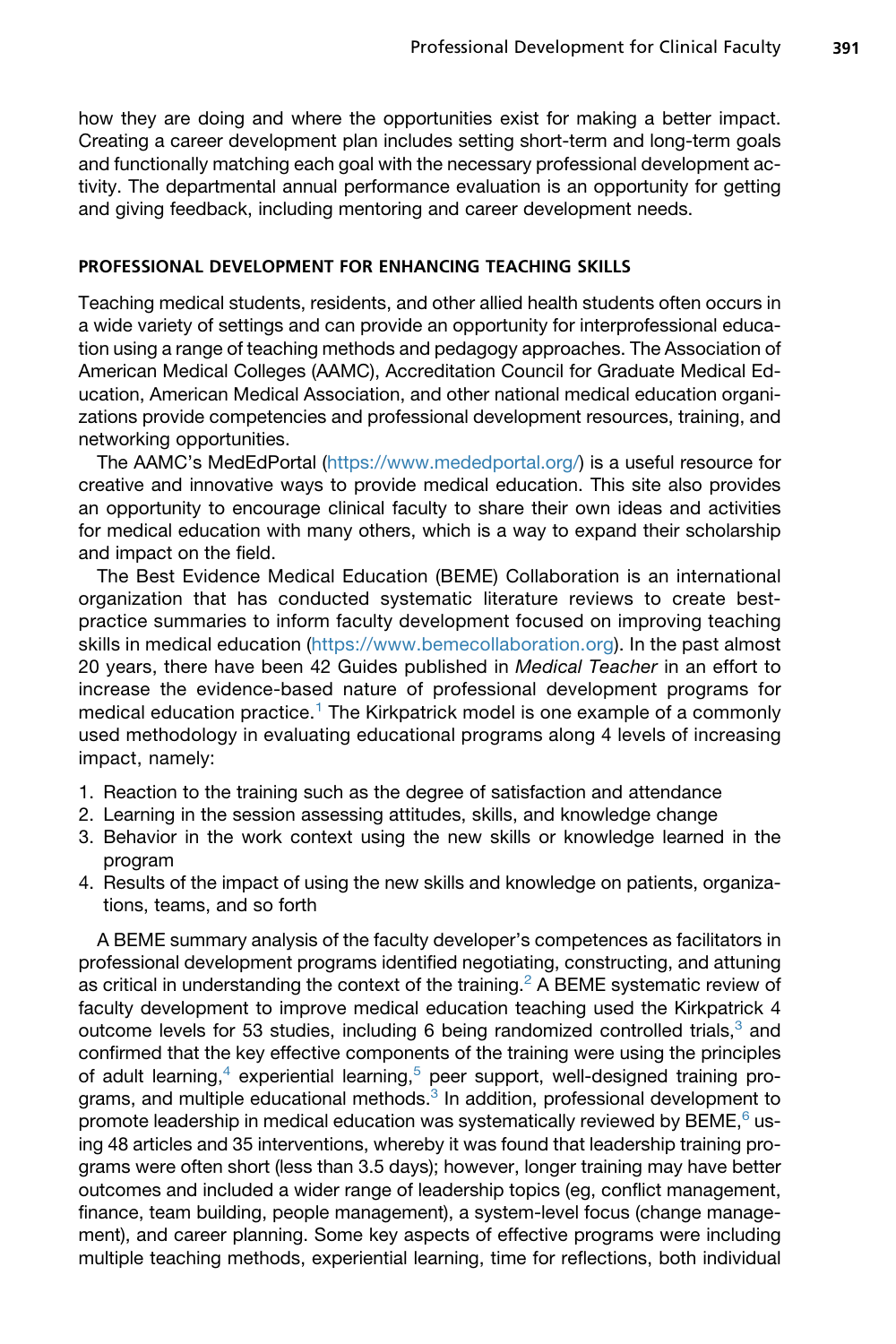how they are doing and where the opportunities exist for making a better impact. Creating a career development plan includes setting short-term and long-term goals and functionally matching each goal with the necessary professional development activity. The departmental annual performance evaluation is an opportunity for getting and giving feedback, including mentoring and career development needs.

## PROFESSIONAL DEVELOPMENT FOR ENHANCING TEACHING SKILLS

Teaching medical students, residents, and other allied health students often occurs in a wide variety of settings and can provide an opportunity for interprofessional education using a range of teaching methods and pedagogy approaches. The Association of American Medical Colleges (AAMC), Accreditation Council for Graduate Medical Education, American Medical Association, and other national medical education organizations provide competencies and professional development resources, training, and networking opportunities.

The AAMC's MedEdPortal (https://www.mededportal.org/) is a useful resource for creative and innovative ways to provide medical education. This site also provides an opportunity to encourage clinical faculty to share their own ideas and activities for medical education with many others, which is a way to expand their scholarship and impact on the field.

The Best Evidence Medical Education (BEME) Collaboration is an international organization that has conducted systematic literature reviews to create best-practice summaries to inform faculty development focused on improving teaching skills in medical education (https://www.bemecollaboration.org). In the past almost 20 years, there have been 42 Guides published in *Medical Teacher* in an effort to increase the evidence-based nature of professional development programs for medical education practice.[1] The Kirkpatrick model is one example of a commonly used methodology in evaluating educational programs along 4 levels of increasing impact, namely:

1. Reaction to the training such as the degree of satisfaction and attendance
2. Learning in the session assessing attitudes, skills, and knowledge change
3. Behavior in the work context using the new skills or knowledge learned in the program
4. Results of the impact of using the new skills and knowledge on patients, organizations, teams, and so forth

A BEME summary analysis of the faculty developer's competences as facilitators in professional development programs identified negotiating, constructing, and attuning as critical in understanding the context of the training.[2] A BEME systematic review of faculty development to improve medical education teaching used the Kirkpatrick 4 outcome levels for 53 studies, including 6 being randomized controlled trials,[3] and confirmed that the key effective components of the training were using the principles of adult learning,[4] experiential learning,[5] peer support, well-designed training programs, and multiple educational methods.[3] In addition, professional development to promote leadership in medical education was systematically reviewed by BEME,[6] using 48 articles and 35 interventions, whereby it was found that leadership training programs were often short (less than 3.5 days); however, longer training may have better outcomes and included a wider range of leadership topics (eg, conflict management, finance, team building, people management), a system-level focus (change management), and career planning. Some key aspects of effective programs were including multiple teaching methods, experiential learning, time for reflections, both individual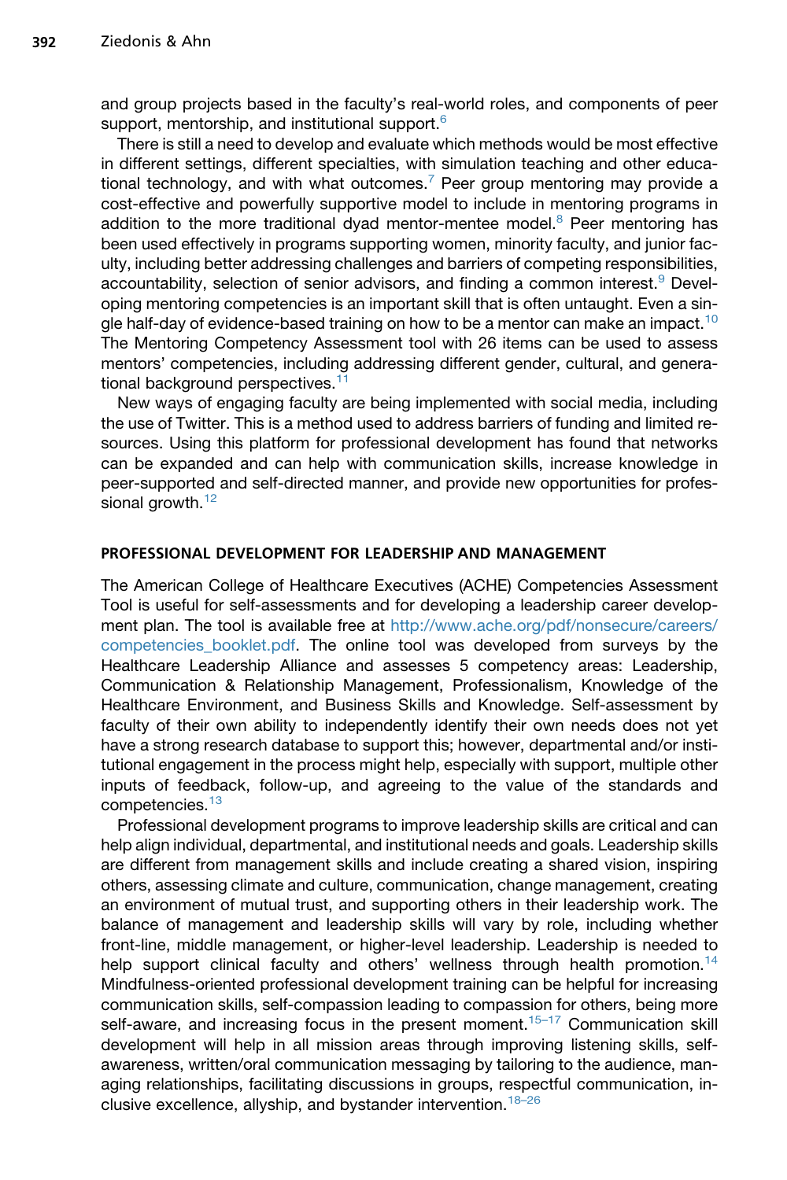and group projects based in the faculty's real-world roles, and components of peer support, mentorship, and institutional support.[6]

There is still a need to develop and evaluate which methods would be most effective in different settings, different specialties, with simulation teaching and other educational technology, and with what outcomes.[7] Peer group mentoring may provide a cost-effective and powerfully supportive model to include in mentoring programs in addition to the more traditional dyad mentor-mentee model.[8] Peer mentoring has been used effectively in programs supporting women, minority faculty, and junior faculty, including better addressing challenges and barriers of competing responsibilities, accountability, selection of senior advisors, and finding a common interest.[9] Developing mentoring competencies is an important skill that is often untaught. Even a single half-day of evidence-based training on how to be a mentor can make an impact.[10] The Mentoring Competency Assessment tool with 26 items can be used to assess mentors' competencies, including addressing different gender, cultural, and generational background perspectives.[11]

New ways of engaging faculty are being implemented with social media, including the use of Twitter. This is a method used to address barriers of funding and limited resources. Using this platform for professional development has found that networks can be expanded and can help with communication skills, increase knowledge in peer-supported and self-directed manner, and provide new opportunities for professional growth.[12]

## PROFESSIONAL DEVELOPMENT FOR LEADERSHIP AND MANAGEMENT

The American College of Healthcare Executives (ACHE) Competencies Assessment Tool is useful for self-assessments and for developing a leadership career development plan. The tool is available free at http://www.ache.org/pdf/nonsecure/careers/competencies_booklet.pdf. The online tool was developed from surveys by the Healthcare Leadership Alliance and assesses 5 competency areas: Leadership, Communication & Relationship Management, Professionalism, Knowledge of the Healthcare Environment, and Business Skills and Knowledge. Self-assessment by faculty of their own ability to independently identify their own needs does not yet have a strong research database to support this; however, departmental and/or institutional engagement in the process might help, especially with support, multiple other inputs of feedback, follow-up, and agreeing to the value of the standards and competencies.[13]

Professional development programs to improve leadership skills are critical and can help align individual, departmental, and institutional needs and goals. Leadership skills are different from management skills and include creating a shared vision, inspiring others, assessing climate and culture, communication, change management, creating an environment of mutual trust, and supporting others in their leadership work. The balance of management and leadership skills will vary by role, including whether front-line, middle management, or higher-level leadership. Leadership is needed to help support clinical faculty and others' wellness through health promotion.[14] Mindfulness-oriented professional development training can be helpful for increasing communication skills, self-compassion leading to compassion for others, being more self-aware, and increasing focus in the present moment.[15–17] Communication skill development will help in all mission areas through improving listening skills, self-awareness, written/oral communication messaging by tailoring to the audience, managing relationships, facilitating discussions in groups, respectful communication, inclusive excellence, allyship, and bystander intervention.[18–26]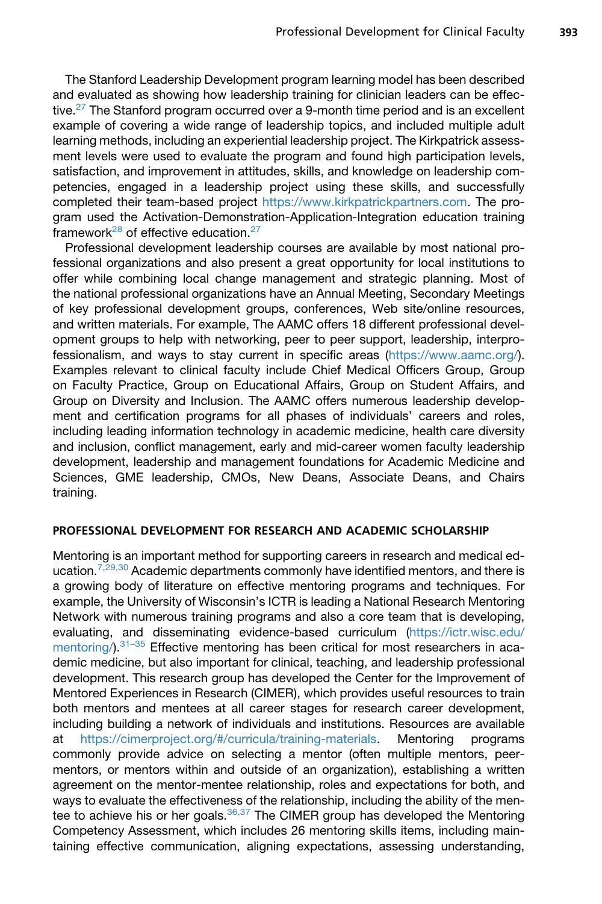The Stanford Leadership Development program learning model has been described and evaluated as showing how leadership training for clinician leaders can be effective.[27] The Stanford program occurred over a 9-month time period and is an excellent example of covering a wide range of leadership topics, and included multiple adult learning methods, including an experiential leadership project. The Kirkpatrick assessment levels were used to evaluate the program and found high participation levels, satisfaction, and improvement in attitudes, skills, and knowledge on leadership competencies, engaged in a leadership project using these skills, and successfully completed their team-based project https://www.kirkpatrickpartners.com. The program used the Activation-Demonstration-Application-Integration education training framework[28] of effective education.[27]

Professional development leadership courses are available by most national professional organizations and also present a great opportunity for local institutions to offer while combining local change management and strategic planning. Most of the national professional organizations have an Annual Meeting, Secondary Meetings of key professional development groups, conferences, Web site/online resources, and written materials. For example, The AAMC offers 18 different professional development groups to help with networking, peer to peer support, leadership, interprofessionalism, and ways to stay current in specific areas (https://www.aamc.org/). Examples relevant to clinical faculty include Chief Medical Officers Group, Group on Faculty Practice, Group on Educational Affairs, Group on Student Affairs, and Group on Diversity and Inclusion. The AAMC offers numerous leadership development and certification programs for all phases of individuals' careers and roles, including leading information technology in academic medicine, health care diversity and inclusion, conflict management, early and mid-career women faculty leadership development, leadership and management foundations for Academic Medicine and Sciences, GME leadership, CMOs, New Deans, Associate Deans, and Chairs training.

## PROFESSIONAL DEVELOPMENT FOR RESEARCH AND ACADEMIC SCHOLARSHIP

Mentoring is an important method for supporting careers in research and medical education.[7,29,30] Academic departments commonly have identified mentors, and there is a growing body of literature on effective mentoring programs and techniques. For example, the University of Wisconsin's ICTR is leading a National Research Mentoring Network with numerous training programs and also a core team that is developing, evaluating, and disseminating evidence-based curriculum (https://ictr.wisc.edu/mentoring/).[31–35] Effective mentoring has been critical for most researchers in academic medicine, but also important for clinical, teaching, and leadership professional development. This research group has developed the Center for the Improvement of Mentored Experiences in Research (CIMER), which provides useful resources to train both mentors and mentees at all career stages for research career development, including building a network of individuals and institutions. Resources are available at https://cimerproject.org/#/curricula/training-materials. Mentoring programs commonly provide advice on selecting a mentor (often multiple mentors, peer-mentors, or mentors within and outside of an organization), establishing a written agreement on the mentor-mentee relationship, roles and expectations for both, and ways to evaluate the effectiveness of the relationship, including the ability of the mentee to achieve his or her goals.[36,37] The CIMER group has developed the Mentoring Competency Assessment, which includes 26 mentoring skills items, including maintaining effective communication, aligning expectations, assessing understanding,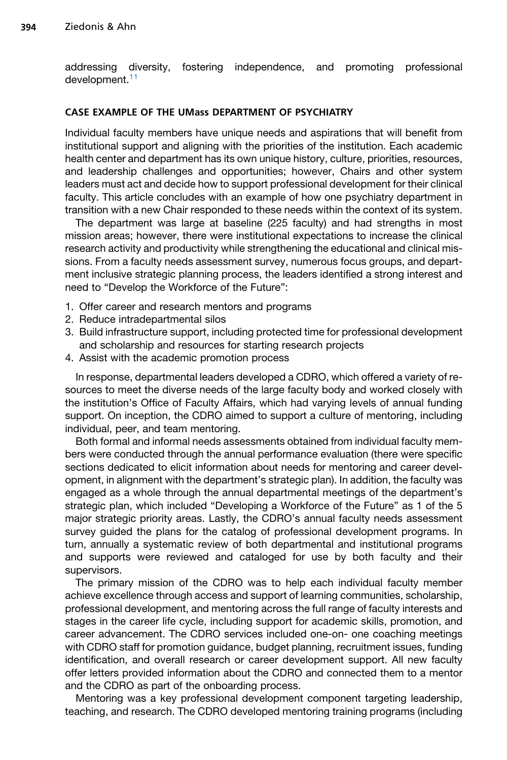addressing diversity, fostering independence, and promoting professional development.[11]

## CASE EXAMPLE OF THE UMass DEPARTMENT OF PSYCHIATRY

Individual faculty members have unique needs and aspirations that will benefit from institutional support and aligning with the priorities of the institution. Each academic health center and department has its own unique history, culture, priorities, resources, and leadership challenges and opportunities; however, Chairs and other system leaders must act and decide how to support professional development for their clinical faculty. This article concludes with an example of how one psychiatry department in transition with a new Chair responded to these needs within the context of its system.

The department was large at baseline (225 faculty) and had strengths in most mission areas; however, there were institutional expectations to increase the clinical research activity and productivity while strengthening the educational and clinical missions. From a faculty needs assessment survey, numerous focus groups, and department inclusive strategic planning process, the leaders identified a strong interest and need to "Develop the Workforce of the Future":

1. Offer career and research mentors and programs
2. Reduce intradepartmental silos
3. Build infrastructure support, including protected time for professional development and scholarship and resources for starting research projects
4. Assist with the academic promotion process

In response, departmental leaders developed a CDRO, which offered a variety of resources to meet the diverse needs of the large faculty body and worked closely with the institution's Office of Faculty Affairs, which had varying levels of annual funding support. On inception, the CDRO aimed to support a culture of mentoring, including individual, peer, and team mentoring.

Both formal and informal needs assessments obtained from individual faculty members were conducted through the annual performance evaluation (there were specific sections dedicated to elicit information about needs for mentoring and career development, in alignment with the department's strategic plan). In addition, the faculty was engaged as a whole through the annual departmental meetings of the department's strategic plan, which included "Developing a Workforce of the Future" as 1 of the 5 major strategic priority areas. Lastly, the CDRO's annual faculty needs assessment survey guided the plans for the catalog of professional development programs. In turn, annually a systematic review of both departmental and institutional programs and supports were reviewed and cataloged for use by both faculty and their supervisors.

The primary mission of the CDRO was to help each individual faculty member achieve excellence through access and support of learning communities, scholarship, professional development, and mentoring across the full range of faculty interests and stages in the career life cycle, including support for academic skills, promotion, and career advancement. The CDRO services included one-on- one coaching meetings with CDRO staff for promotion guidance, budget planning, recruitment issues, funding identification, and overall research or career development support. All new faculty offer letters provided information about the CDRO and connected them to a mentor and the CDRO as part of the onboarding process.

Mentoring was a key professional development component targeting leadership, teaching, and research. The CDRO developed mentoring training programs (including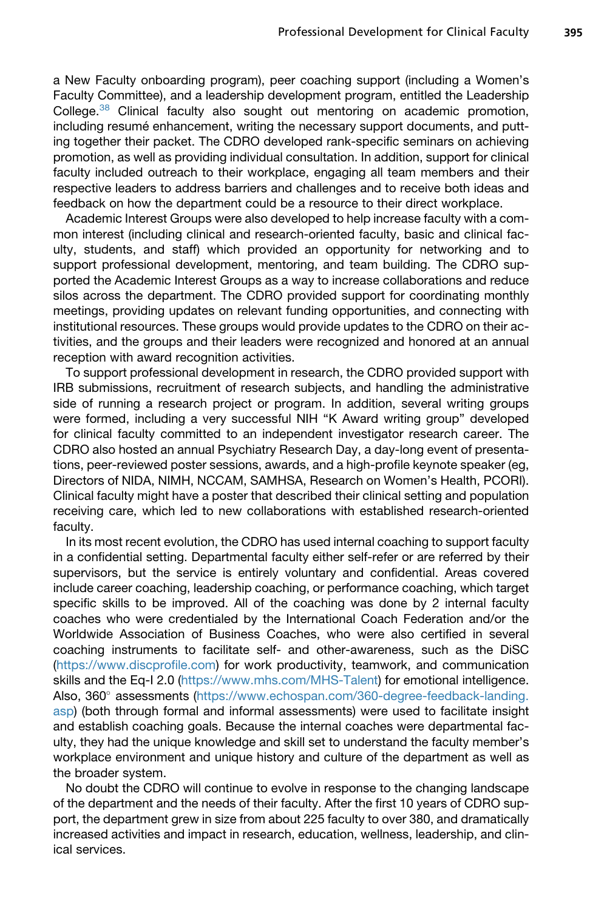a New Faculty onboarding program), peer coaching support (including a Women's Faculty Committee), and a leadership development program, entitled the Leadership College.[38] Clinical faculty also sought out mentoring on academic promotion, including resumé enhancement, writing the necessary support documents, and putting together their packet. The CDRO developed rank-specific seminars on achieving promotion, as well as providing individual consultation. In addition, support for clinical faculty included outreach to their workplace, engaging all team members and their respective leaders to address barriers and challenges and to receive both ideas and feedback on how the department could be a resource to their direct workplace.

Academic Interest Groups were also developed to help increase faculty with a common interest (including clinical and research-oriented faculty, basic and clinical faculty, students, and staff) which provided an opportunity for networking and to support professional development, mentoring, and team building. The CDRO supported the Academic Interest Groups as a way to increase collaborations and reduce silos across the department. The CDRO provided support for coordinating monthly meetings, providing updates on relevant funding opportunities, and connecting with institutional resources. These groups would provide updates to the CDRO on their activities, and the groups and their leaders were recognized and honored at an annual reception with award recognition activities.

To support professional development in research, the CDRO provided support with IRB submissions, recruitment of research subjects, and handling the administrative side of running a research project or program. In addition, several writing groups were formed, including a very successful NIH "K Award writing group" developed for clinical faculty committed to an independent investigator research career. The CDRO also hosted an annual Psychiatry Research Day, a day-long event of presentations, peer-reviewed poster sessions, awards, and a high-profile keynote speaker (eg, Directors of NIDA, NIMH, NCCAM, SAMHSA, Research on Women's Health, PCORI). Clinical faculty might have a poster that described their clinical setting and population receiving care, which led to new collaborations with established research-oriented faculty.

In its most recent evolution, the CDRO has used internal coaching to support faculty in a confidential setting. Departmental faculty either self-refer or are referred by their supervisors, but the service is entirely voluntary and confidential. Areas covered include career coaching, leadership coaching, or performance coaching, which target specific skills to be improved. All of the coaching was done by 2 internal faculty coaches who were credentialed by the International Coach Federation and/or the Worldwide Association of Business Coaches, who were also certified in several coaching instruments to facilitate self- and other-awareness, such as the DiSC (https://www.discprofile.com) for work productivity, teamwork, and communication skills and the Eq-I 2.0 (https://www.mhs.com/MHS-Talent) for emotional intelligence. Also, 360° assessments (https://www.echospan.com/360-degree-feedback-landing.asp) (both through formal and informal assessments) were used to facilitate insight and establish coaching goals. Because the internal coaches were departmental faculty, they had the unique knowledge and skill set to understand the faculty member's workplace environment and unique history and culture of the department as well as the broader system.

No doubt the CDRO will continue to evolve in response to the changing landscape of the department and the needs of their faculty. After the first 10 years of CDRO support, the department grew in size from about 225 faculty to over 380, and dramatically increased activities and impact in research, education, wellness, leadership, and clinical services.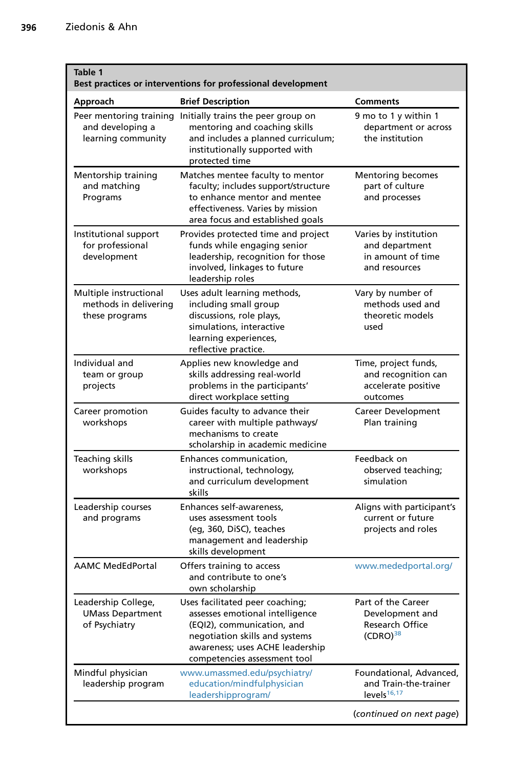**Table 1**
**Best practices or interventions for professional development**

| Approach | Brief Description | Comments |
|---|---|---|
| Peer mentoring training and developing a learning community | Initially trains the peer group on mentoring and coaching skills and includes a planned curriculum; institutionally supported with protected time | 9 mo to 1 y within 1 department or across the institution |
| Mentorship training and matching Programs | Matches mentee faculty to mentor faculty; includes support/structure to enhance mentor and mentee effectiveness. Varies by mission area focus and established goals | Mentoring becomes part of culture and processes |
| Institutional support for professional development | Provides protected time and project funds while engaging senior leadership, recognition for those involved, linkages to future leadership roles | Varies by institution and department in amount of time and resources |
| Multiple instructional methods in delivering these programs | Uses adult learning methods, including small group discussions, role plays, simulations, interactive learning experiences, reflective practice. | Vary by number of methods used and theoretic models used |
| Individual and team or group projects | Applies new knowledge and skills addressing real-world problems in the participants' direct workplace setting | Time, project funds, and recognition can accelerate positive outcomes |
| Career promotion workshops | Guides faculty to advance their career with multiple pathways/ mechanisms to create scholarship in academic medicine | Career Development Plan training |
| Teaching skills workshops | Enhances communication, instructional, technology, and curriculum development skills | Feedback on observed teaching; simulation |
| Leadership courses and programs | Enhances self-awareness, uses assessment tools (eg, 360, DiSC), teaches management and leadership skills development | Aligns with participant's current or future projects and roles |
| AAMC MedEdPortal | Offers training to access and contribute to one's own scholarship | www.mededportal.org/ |
| Leadership College, UMass Department of Psychiatry | Uses facilitated peer coaching; assesses emotional intelligence (EQI2), communication, and negotiation skills and systems awareness; uses ACHE leadership competencies assessment tool | Part of the Career Development and Research Office (CDRO)[38] |
| Mindful physician leadership program | www.umassmed.edu/psychiatry/education/mindfulphysicianleadershipprogram/ | Foundational, Advanced, and Train-the-trainer levels[16,17] |

(*continued on next page*)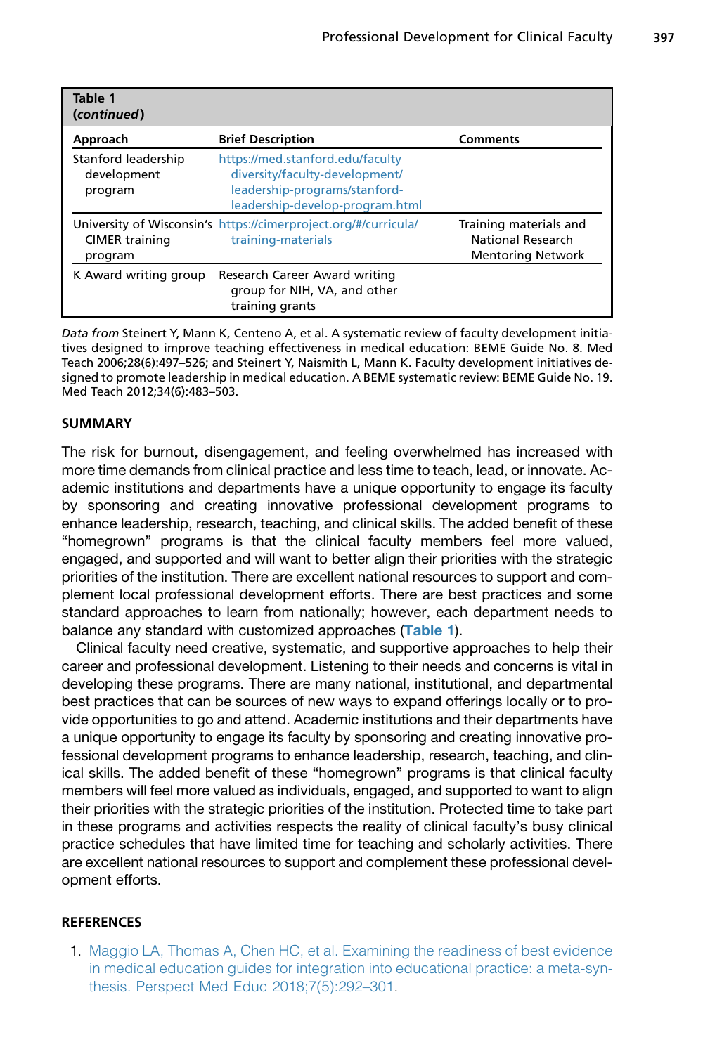**Table 1**
**(*continued*)**

| Approach | Brief Description | Comments |
|---|---|---|
| Stanford leadership development program | https://med.stanford.edu/facultydiversity/faculty-development/leadership-programs/stanford-leadership-develop-program.html | |
| University of Wisconsin's CIMER training program | https://cimerproject.org/#/curricula/training-materials | Training materials and National Research Mentoring Network |
| K Award writing group | Research Career Award writing group for NIH, VA, and other training grants | |

*Data from* Steinert Y, Mann K, Centeno A, et al. A systematic review of faculty development initiatives designed to improve teaching effectiveness in medical education: BEME Guide No. 8. Med Teach 2006;28(6):497–526; and Steinert Y, Naismith L, Mann K. Faculty development initiatives designed to promote leadership in medical education. A BEME systematic review: BEME Guide No. 19. Med Teach 2012;34(6):483–503.

## SUMMARY

The risk for burnout, disengagement, and feeling overwhelmed has increased with more time demands from clinical practice and less time to teach, lead, or innovate. Academic institutions and departments have a unique opportunity to engage its faculty by sponsoring and creating innovative professional development programs to enhance leadership, research, teaching, and clinical skills. The added benefit of these "homegrown" programs is that the clinical faculty members feel more valued, engaged, and supported and will want to better align their priorities with the strategic priorities of the institution. There are excellent national resources to support and complement local professional development efforts. There are best practices and some standard approaches to learn from nationally; however, each department needs to balance any standard with customized approaches (Table 1).

Clinical faculty need creative, systematic, and supportive approaches to help their career and professional development. Listening to their needs and concerns is vital in developing these programs. There are many national, institutional, and departmental best practices that can be sources of new ways to expand offerings locally or to provide opportunities to go and attend. Academic institutions and their departments have a unique opportunity to engage its faculty by sponsoring and creating innovative professional development programs to enhance leadership, research, teaching, and clinical skills. The added benefit of these "homegrown" programs is that clinical faculty members will feel more valued as individuals, engaged, and supported to want to align their priorities with the strategic priorities of the institution. Protected time to take part in these programs and activities respects the reality of clinical faculty's busy clinical practice schedules that have limited time for teaching and scholarly activities. There are excellent national resources to support and complement these professional development efforts.

## REFERENCES

1. Maggio LA, Thomas A, Chen HC, et al. Examining the readiness of best evidence in medical education guides for integration into educational practice: a meta-synthesis. Perspect Med Educ 2018;7(5):292–301.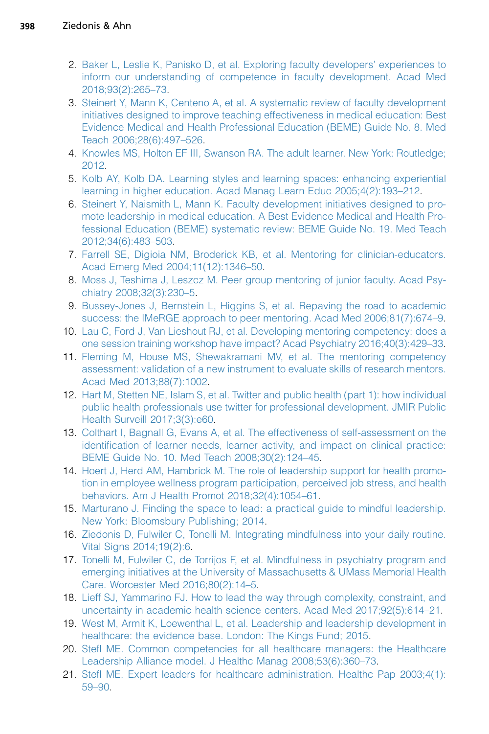2. Baker L, Leslie K, Panisko D, et al. Exploring faculty developers' experiences to inform our understanding of competence in faculty development. Acad Med 2018;93(2):265–73.
3. Steinert Y, Mann K, Centeno A, et al. A systematic review of faculty development initiatives designed to improve teaching effectiveness in medical education: Best Evidence Medical and Health Professional Education (BEME) Guide No. 8. Med Teach 2006;28(6):497–526.
4. Knowles MS, Holton EF III, Swanson RA. The adult learner. New York: Routledge; 2012.
5. Kolb AY, Kolb DA. Learning styles and learning spaces: enhancing experiential learning in higher education. Acad Manag Learn Educ 2005;4(2):193–212.
6. Steinert Y, Naismith L, Mann K. Faculty development initiatives designed to promote leadership in medical education. A Best Evidence Medical and Health Professional Education (BEME) systematic review: BEME Guide No. 19. Med Teach 2012;34(6):483–503.
7. Farrell SE, Digioia NM, Broderick KB, et al. Mentoring for clinician-educators. Acad Emerg Med 2004;11(12):1346–50.
8. Moss J, Teshima J, Leszcz M. Peer group mentoring of junior faculty. Acad Psychiatry 2008;32(3):230–5.
9. Bussey-Jones J, Bernstein L, Higgins S, et al. Repaving the road to academic success: the IMeRGE approach to peer mentoring. Acad Med 2006;81(7):674–9.
10. Lau C, Ford J, Van Lieshout RJ, et al. Developing mentoring competency: does a one session training workshop have impact? Acad Psychiatry 2016;40(3):429–33.
11. Fleming M, House MS, Shewakramani MV, et al. The mentoring competency assessment: validation of a new instrument to evaluate skills of research mentors. Acad Med 2013;88(7):1002.
12. Hart M, Stetten NE, Islam S, et al. Twitter and public health (part 1): how individual public health professionals use twitter for professional development. JMIR Public Health Surveill 2017;3(3):e60.
13. Colthart I, Bagnall G, Evans A, et al. The effectiveness of self-assessment on the identification of learner needs, learner activity, and impact on clinical practice: BEME Guide No. 10. Med Teach 2008;30(2):124–45.
14. Hoert J, Herd AM, Hambrick M. The role of leadership support for health promotion in employee wellness program participation, perceived job stress, and health behaviors. Am J Health Promot 2018;32(4):1054–61.
15. Marturano J. Finding the space to lead: a practical guide to mindful leadership. New York: Bloomsbury Publishing; 2014.
16. Ziedonis D, Fulwiler C, Tonelli M. Integrating mindfulness into your daily routine. Vital Signs 2014;19(2):6.
17. Tonelli M, Fulwiler C, de Torrijos F, et al. Mindfulness in psychiatry program and emerging initiatives at the University of Massachusetts & UMass Memorial Health Care. Worcester Med 2016;80(2):14–5.
18. Lieff SJ, Yammarino FJ. How to lead the way through complexity, constraint, and uncertainty in academic health science centers. Acad Med 2017;92(5):614–21.
19. West M, Armit K, Loewenthal L, et al. Leadership and leadership development in healthcare: the evidence base. London: The Kings Fund; 2015.
20. Stefl ME. Common competencies for all healthcare managers: the Healthcare Leadership Alliance model. J Healthc Manag 2008;53(6):360–73.
21. Stefl ME. Expert leaders for healthcare administration. Healthc Pap 2003;4(1):59–90.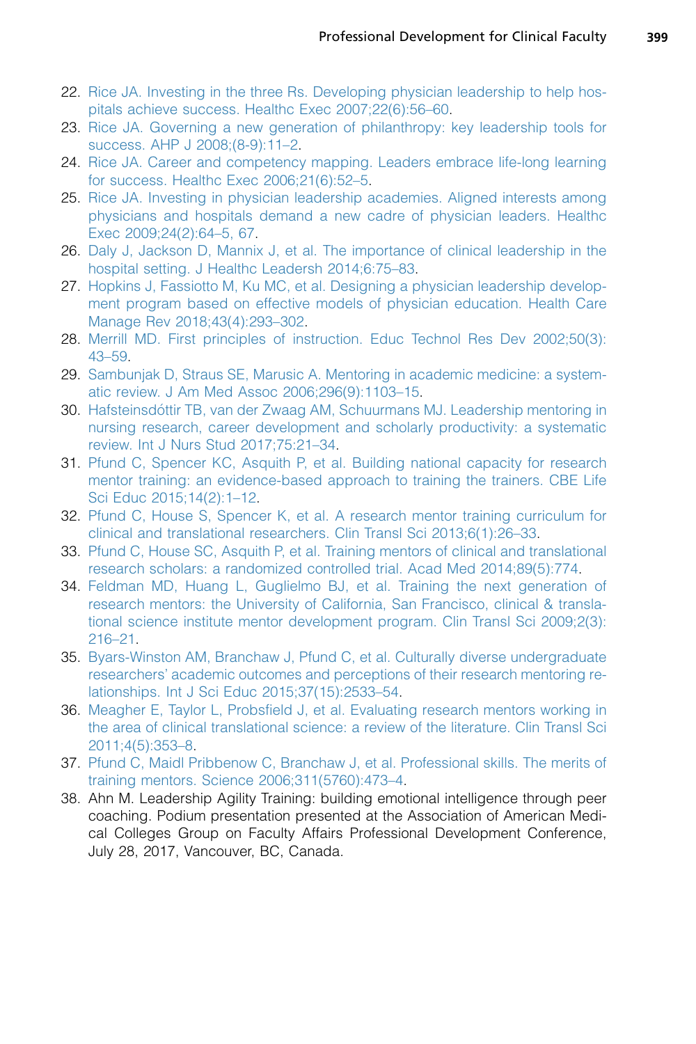22. Rice JA. Investing in the three Rs. Developing physician leadership to help hospitals achieve success. Healthc Exec 2007;22(6):56–60.
23. Rice JA. Governing a new generation of philanthropy: key leadership tools for success. AHP J 2008;(8-9):11–2.
24. Rice JA. Career and competency mapping. Leaders embrace life-long learning for success. Healthc Exec 2006;21(6):52–5.
25. Rice JA. Investing in physician leadership academies. Aligned interests among physicians and hospitals demand a new cadre of physician leaders. Healthc Exec 2009;24(2):64–5, 67.
26. Daly J, Jackson D, Mannix J, et al. The importance of clinical leadership in the hospital setting. J Healthc Leadersh 2014;6:75–83.
27. Hopkins J, Fassiotto M, Ku MC, et al. Designing a physician leadership development program based on effective models of physician education. Health Care Manage Rev 2018;43(4):293–302.
28. Merrill MD. First principles of instruction. Educ Technol Res Dev 2002;50(3):43–59.
29. Sambunjak D, Straus SE, Marusic A. Mentoring in academic medicine: a systematic review. J Am Med Assoc 2006;296(9):1103–15.
30. Hafsteinsdóttir TB, van der Zwaag AM, Schuurmans MJ. Leadership mentoring in nursing research, career development and scholarly productivity: a systematic review. Int J Nurs Stud 2017;75:21–34.
31. Pfund C, Spencer KC, Asquith P, et al. Building national capacity for research mentor training: an evidence-based approach to training the trainers. CBE Life Sci Educ 2015;14(2):1–12.
32. Pfund C, House S, Spencer K, et al. A research mentor training curriculum for clinical and translational researchers. Clin Transl Sci 2013;6(1):26–33.
33. Pfund C, House SC, Asquith P, et al. Training mentors of clinical and translational research scholars: a randomized controlled trial. Acad Med 2014;89(5):774.
34. Feldman MD, Huang L, Guglielmo BJ, et al. Training the next generation of research mentors: the University of California, San Francisco, clinical & translational science institute mentor development program. Clin Transl Sci 2009;2(3):216–21.
35. Byars-Winston AM, Branchaw J, Pfund C, et al. Culturally diverse undergraduate researchers' academic outcomes and perceptions of their research mentoring relationships. Int J Sci Educ 2015;37(15):2533–54.
36. Meagher E, Taylor L, Probsfield J, et al. Evaluating research mentors working in the area of clinical translational science: a review of the literature. Clin Transl Sci 2011;4(5):353–8.
37. Pfund C, Maidl Pribbenow C, Branchaw J, et al. Professional skills. The merits of training mentors. Science 2006;311(5760):473–4.
38. Ahn M. Leadership Agility Training: building emotional intelligence through peer coaching. Podium presentation presented at the Association of American Medical Colleges Group on Faculty Affairs Professional Development Conference, July 28, 2017, Vancouver, BC, Canada.